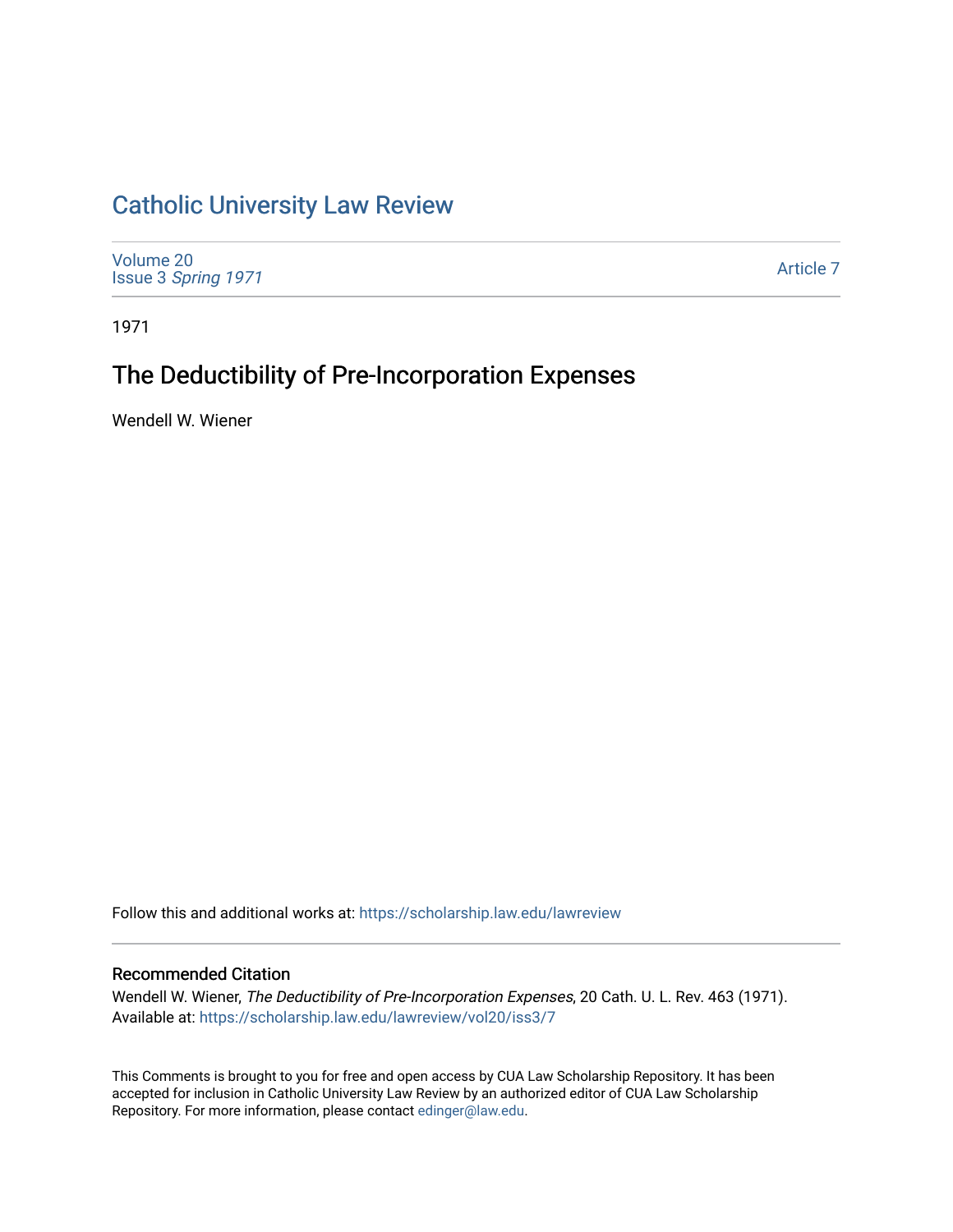# Catholic University Law Review

Volume 20
Issue 3 *Spring 1971*

Article 7

1971

## The Deductibility of Pre-Incorporation Expenses

Wendell W. Wiener

Follow this and additional works at: https://scholarship.law.edu/lawreview

### Recommended Citation

Wendell W. Wiener, *The Deductibility of Pre-Incorporation Expenses*, 20 Cath. U. L. Rev. 463 (1971).
Available at: https://scholarship.law.edu/lawreview/vol20/iss3/7

This Comments is brought to you for free and open access by CUA Law Scholarship Repository. It has been accepted for inclusion in Catholic University Law Review by an authorized editor of CUA Law Scholarship Repository. For more information, please contact edinger@law.edu.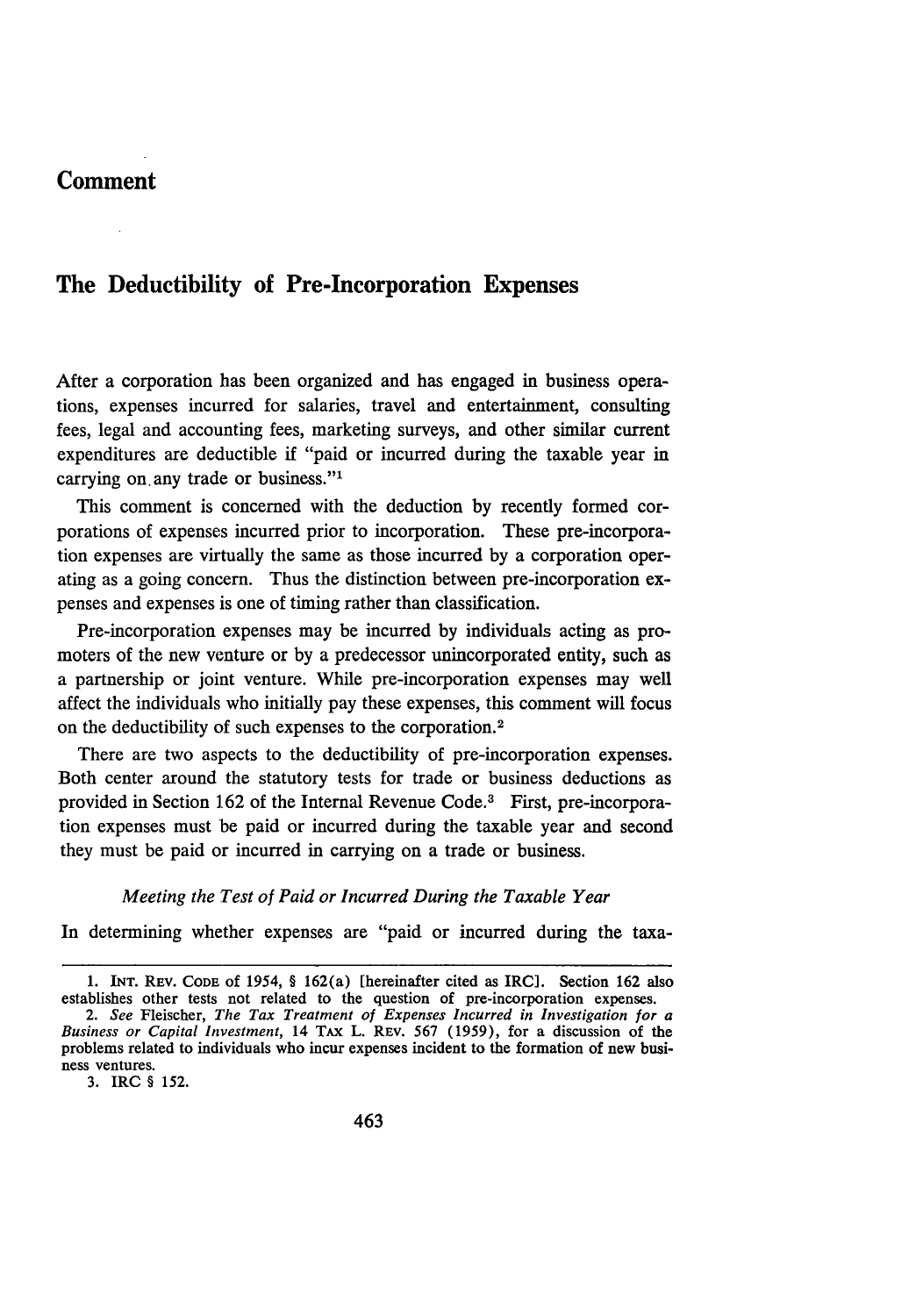# Comment

## The Deductibility of Pre-Incorporation Expenses

After a corporation has been organized and has engaged in business operations, expenses incurred for salaries, travel and entertainment, consulting fees, legal and accounting fees, marketing surveys, and other similar current expenditures are deductible if "paid or incurred during the taxable year in carrying on any trade or business."[1]

This comment is concerned with the deduction by recently formed corporations of expenses incurred prior to incorporation. These pre-incorporation expenses are virtually the same as those incurred by a corporation operating as a going concern. Thus the distinction between pre-incorporation expenses and expenses is one of timing rather than classification.

Pre-incorporation expenses may be incurred by individuals acting as promoters of the new venture or by a predecessor unincorporated entity, such as a partnership or joint venture. While pre-incorporation expenses may well affect the individuals who initially pay these expenses, this comment will focus on the deductibility of such expenses to the corporation.[2]

There are two aspects to the deductibility of pre-incorporation expenses. Both center around the statutory tests for trade or business deductions as provided in Section 162 of the Internal Revenue Code.[3] First, pre-incorporation expenses must be paid or incurred during the taxable year and second they must be paid or incurred in carrying on a trade or business.

*Meeting the Test of Paid or Incurred During the Taxable Year*

In determining whether expenses are "paid or incurred during the taxa-

---

1. INT. REV. CODE of 1954, § 162(a) [hereinafter cited as IRC]. Section 162 also establishes other tests not related to the question of pre-incorporation expenses.

2. *See* Fleischer, *The Tax Treatment of Expenses Incurred in Investigation for a Business or Capital Investment*, 14 TAX L. REV. 567 (1959), for a discussion of the problems related to individuals who incur expenses incident to the formation of new business ventures.

3. IRC § 152.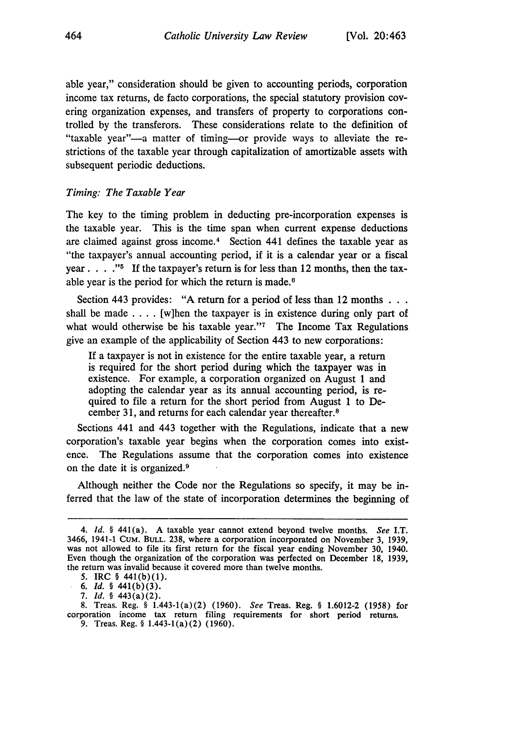able year," consideration should be given to accounting periods, corporation income tax returns, de facto corporations, the special statutory provision covering organization expenses, and transfers of property to corporations controlled by the transferors. These considerations relate to the definition of "taxable year"—a matter of timing—or provide ways to alleviate the restrictions of the taxable year through capitalization of amortizable assets with subsequent periodic deductions.

*Timing: The Taxable Year*

The key to the timing problem in deducting pre-incorporation expenses is the taxable year. This is the time span when current expense deductions are claimed against gross income.[4] Section 441 defines the taxable year as "the taxpayer's annual accounting period, if it is a calendar year or a fiscal year . . . ."[5] If the taxpayer's return is for less than 12 months, then the taxable year is the period for which the return is made.[6]

Section 443 provides: "A return for a period of less than 12 months . . . shall be made . . . . [w]hen the taxpayer is in existence during only part of what would otherwise be his taxable year."[7] The Income Tax Regulations give an example of the applicability of Section 443 to new corporations:

> If a taxpayer is not in existence for the entire taxable year, a return is required for the short period during which the taxpayer was in existence. For example, a corporation organized on August 1 and adopting the calendar year as its annual accounting period, is required to file a return for the short period from August 1 to December 31, and returns for each calendar year thereafter.[8]

Sections 441 and 443 together with the Regulations, indicate that a new corporation's taxable year begins when the corporation comes into existence. The Regulations assume that the corporation comes into existence on the date it is organized.[9]

Although neither the Code nor the Regulations so specify, it may be inferred that the law of the state of incorporation determines the beginning of

---

4. *Id.* § 441(a). A taxable year cannot extend beyond twelve months. *See* I.T. 3466, 1941-1 CUM. BULL. 238, where a corporation incorporated on November 3, 1939, was not allowed to file its first return for the fiscal year ending November 30, 1940. Even though the organization of the corporation was perfected on December 18, 1939, the return was invalid because it covered more than twelve months.

5. IRC § 441(b)(1).

6. *Id.* § 441(b)(3).

7. *Id.* § 443(a)(2).

8. Treas. Reg. § 1.443-1(a)(2) (1960). *See* Treas. Reg. § 1.6012-2 (1958) for corporation income tax return filing requirements for short period returns.

9. Treas. Reg. § 1.443-1(a)(2) (1960).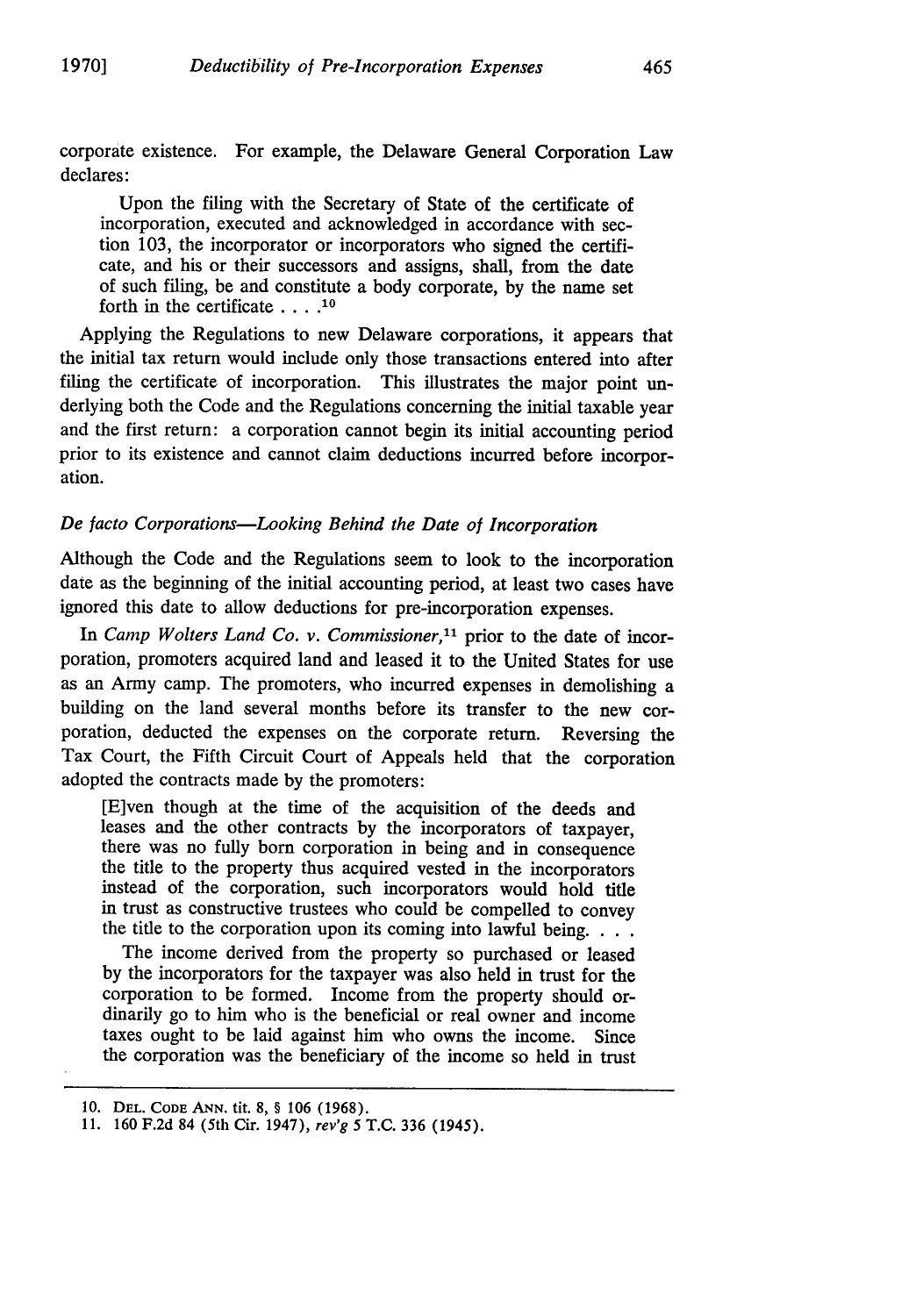corporate existence. For example, the Delaware General Corporation Law declares:

> Upon the filing with the Secretary of State of the certificate of incorporation, executed and acknowledged in accordance with section 103, the incorporator or incorporators who signed the certificate, and his or their successors and assigns, shall, from the date of such filing, be and constitute a body corporate, by the name set forth in the certificate . . . .[10]

Applying the Regulations to new Delaware corporations, it appears that the initial tax return would include only those transactions entered into after filing the certificate of incorporation. This illustrates the major point underlying both the Code and the Regulations concerning the initial taxable year and the first return: a corporation cannot begin its initial accounting period prior to its existence and cannot claim deductions incurred before incorporation.

*De facto Corporations—Looking Behind the Date of Incorporation*

Although the Code and the Regulations seem to look to the incorporation date as the beginning of the initial accounting period, at least two cases have ignored this date to allow deductions for pre-incorporation expenses.

In *Camp Wolters Land Co. v. Commissioner*,[11] prior to the date of incorporation, promoters acquired land and leased it to the United States for use as an Army camp. The promoters, who incurred expenses in demolishing a building on the land several months before its transfer to the new corporation, deducted the expenses on the corporate return. Reversing the Tax Court, the Fifth Circuit Court of Appeals held that the corporation adopted the contracts made by the promoters:

> [E]ven though at the time of the acquisition of the deeds and leases and the other contracts by the incorporators of taxpayer, there was no fully born corporation in being and in consequence the title to the property thus acquired vested in the incorporators instead of the corporation, such incorporators would hold title in trust as constructive trustees who could be compelled to convey the title to the corporation upon its coming into lawful being. . . .
>
> The income derived from the property so purchased or leased by the incorporators for the taxpayer was also held in trust for the corporation to be formed. Income from the property should ordinarily go to him who is the beneficial or real owner and income taxes ought to be laid against him who owns the income. Since the corporation was the beneficiary of the income so held in trust

---

10. DEL. CODE ANN. tit. 8, § 106 (1968).
11. 160 F.2d 84 (5th Cir. 1947), *rev'g* 5 T.C. 336 (1945).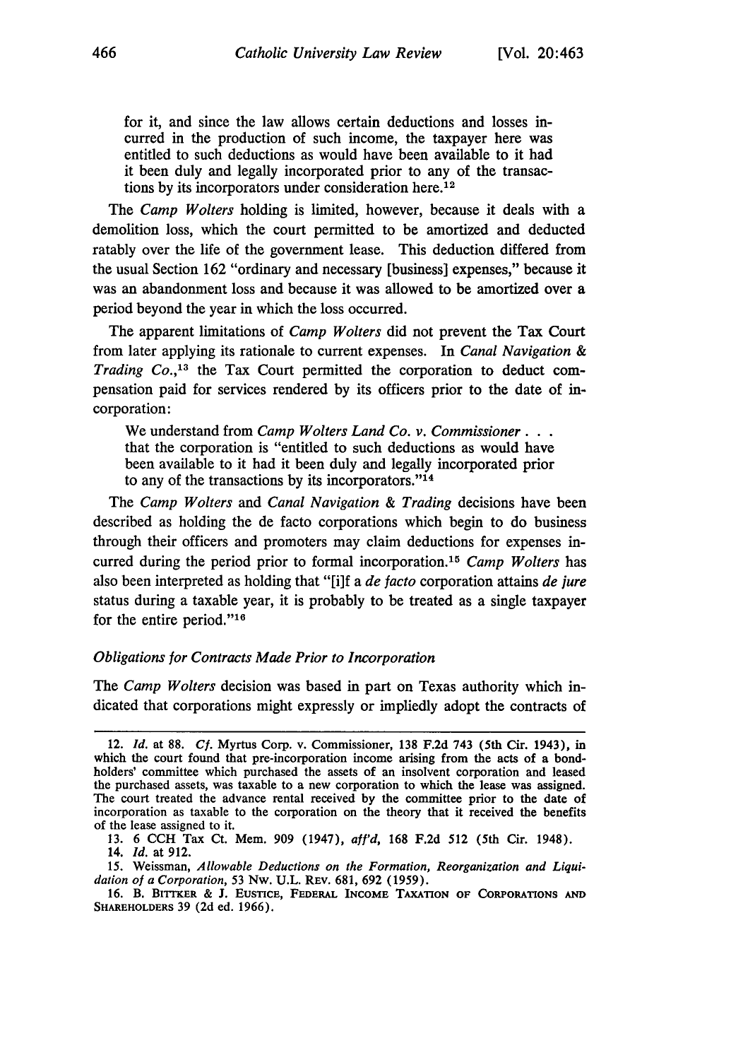for it, and since the law allows certain deductions and losses incurred in the production of such income, the taxpayer here was entitled to such deductions as would have been available to it had it been duly and legally incorporated prior to any of the transactions by its incorporators under consideration here.[12]

The *Camp Wolters* holding is limited, however, because it deals with a demolition loss, which the court permitted to be amortized and deducted ratably over the life of the government lease. This deduction differed from the usual Section 162 "ordinary and necessary [business] expenses," because it was an abandonment loss and because it was allowed to be amortized over a period beyond the year in which the loss occurred.

The apparent limitations of *Camp Wolters* did not prevent the Tax Court from later applying its rationale to current expenses. In *Canal Navigation & Trading Co.*,[13] the Tax Court permitted the corporation to deduct compensation paid for services rendered by its officers prior to the date of incorporation:

> We understand from *Camp Wolters Land Co. v. Commissioner* . . . that the corporation is "entitled to such deductions as would have been available to it had it been duly and legally incorporated prior to any of the transactions by its incorporators."[14]

The *Camp Wolters* and *Canal Navigation & Trading* decisions have been described as holding the de facto corporations which begin to do business through their officers and promoters may claim deductions for expenses incurred during the period prior to formal incorporation.[15] *Camp Wolters* has also been interpreted as holding that "[i]f a *de facto* corporation attains *de jure* status during a taxable year, it is probably to be treated as a single taxpayer for the entire period."[16]

### *Obligations for Contracts Made Prior to Incorporation*

The *Camp Wolters* decision was based in part on Texas authority which indicated that corporations might expressly or impliedly adopt the contracts of

---

12. *Id.* at 88. *Cf.* Myrtus Corp. v. Commissioner, 138 F.2d 743 (5th Cir. 1943), in which the court found that pre-incorporation income arising from the acts of a bondholders' committee which purchased the assets of an insolvent corporation and leased the purchased assets, was taxable to a new corporation to which the lease was assigned. The court treated the advance rental received by the committee prior to the date of incorporation as taxable to the corporation on the theory that it received the benefits of the lease assigned to it.

13. 6 CCH Tax Ct. Mem. 909 (1947), *aff'd*, 168 F.2d 512 (5th Cir. 1948).

14. *Id.* at 912.

15. Weissman, *Allowable Deductions on the Formation, Reorganization and Liquidation of a Corporation*, 53 Nw. U.L. Rev. 681, 692 (1959).

16. B. Bittker & J. Eustice, Federal Income Taxation of Corporations and Shareholders 39 (2d ed. 1966).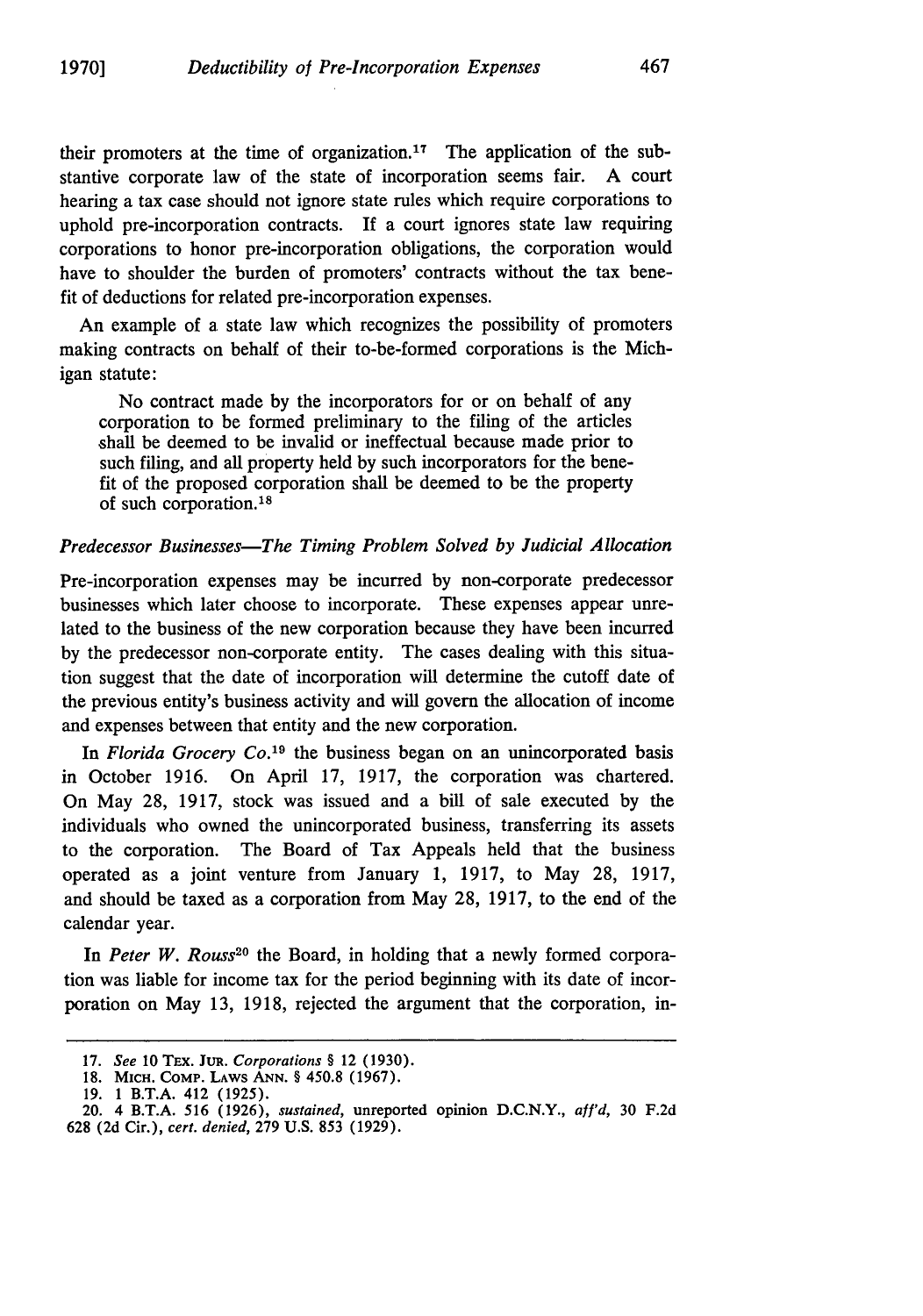their promoters at the time of organization.[17] The application of the substantive corporate law of the state of incorporation seems fair. A court hearing a tax case should not ignore state rules which require corporations to uphold pre-incorporation contracts. If a court ignores state law requiring corporations to honor pre-incorporation obligations, the corporation would have to shoulder the burden of promoters' contracts without the tax benefit of deductions for related pre-incorporation expenses.

An example of a state law which recognizes the possibility of promoters making contracts on behalf of their to-be-formed corporations is the Michigan statute:

> No contract made by the incorporators for or on behalf of any corporation to be formed preliminary to the filing of the articles shall be deemed to be invalid or ineffectual because made prior to such filing, and all property held by such incorporators for the benefit of the proposed corporation shall be deemed to be the property of such corporation.[18]

### *Predecessor Businesses—The Timing Problem Solved by Judicial Allocation*

Pre-incorporation expenses may be incurred by non-corporate predecessor businesses which later choose to incorporate. These expenses appear unrelated to the business of the new corporation because they have been incurred by the predecessor non-corporate entity. The cases dealing with this situation suggest that the date of incorporation will determine the cutoff date of the previous entity's business activity and will govern the allocation of income and expenses between that entity and the new corporation.

In *Florida Grocery Co.*[19] the business began on an unincorporated basis in October 1916. On April 17, 1917, the corporation was chartered. On May 28, 1917, stock was issued and a bill of sale executed by the individuals who owned the unincorporated business, transferring its assets to the corporation. The Board of Tax Appeals held that the business operated as a joint venture from January 1, 1917, to May 28, 1917, and should be taxed as a corporation from May 28, 1917, to the end of the calendar year.

In *Peter W. Rouss*[20] the Board, in holding that a newly formed corporation was liable for income tax for the period beginning with its date of incorporation on May 13, 1918, rejected the argument that the corporation, in-

---

17. *See* 10 TEX. JUR. *Corporations* § 12 (1930).

18. MICH. COMP. LAWS ANN. § 450.8 (1967).

19. 1 B.T.A. 412 (1925).

20. 4 B.T.A. 516 (1926), *sustained,* unreported opinion D.C.N.Y., *aff'd,* 30 F.2d 628 (2d Cir.), *cert. denied,* 279 U.S. 853 (1929).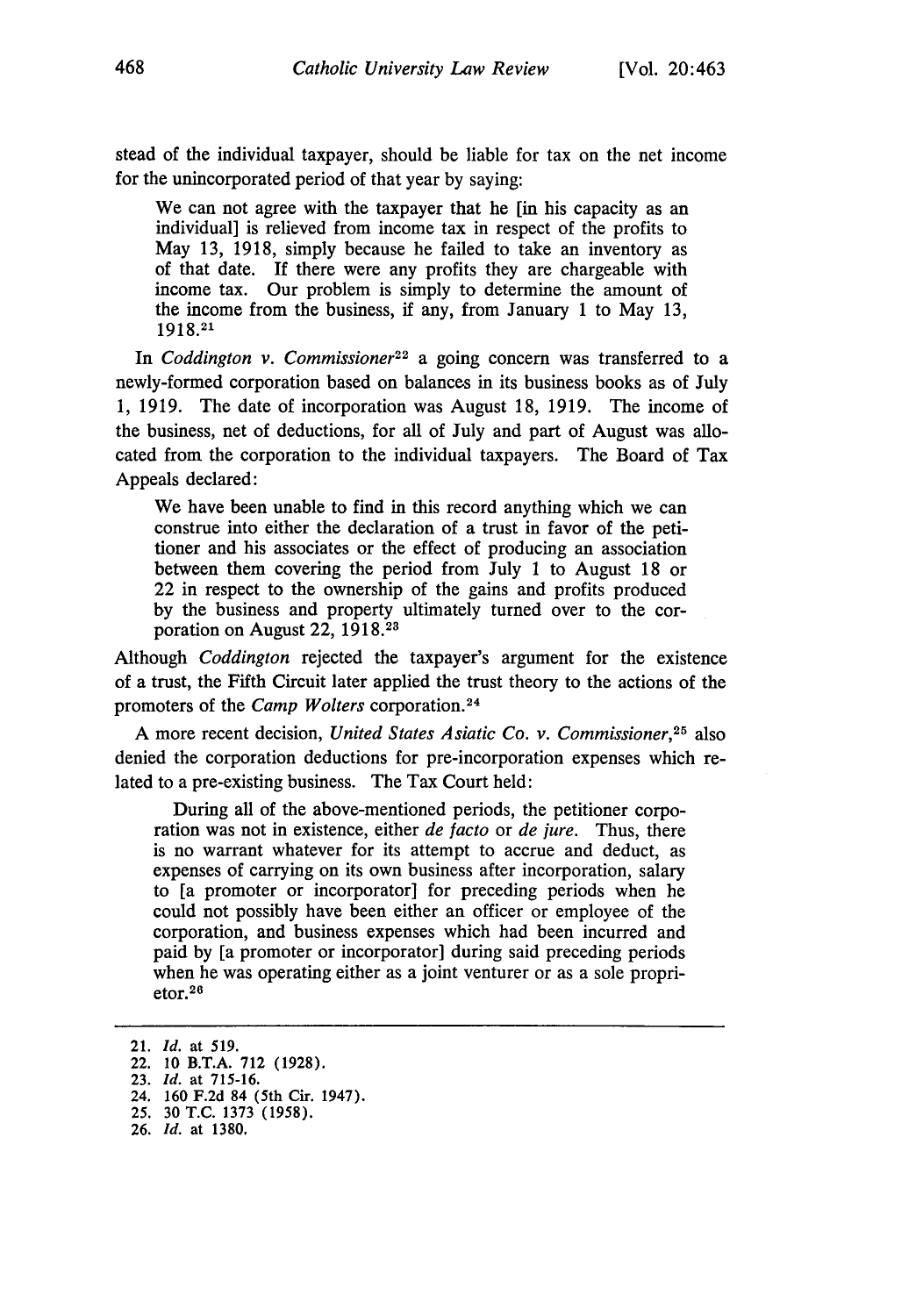stead of the individual taxpayer, should be liable for tax on the net income for the unincorporated period of that year by saying:

> We can not agree with the taxpayer that he [in his capacity as an individual] is relieved from income tax in respect of the profits to May 13, 1918, simply because he failed to take an inventory as of that date. If there were any profits they are chargeable with income tax. Our problem is simply to determine the amount of the income from the business, if any, from January 1 to May 13, 1918.[21]

In *Coddington v. Commissioner*[22] a going concern was transferred to a newly-formed corporation based on balances in its business books as of July 1, 1919. The date of incorporation was August 18, 1919. The income of the business, net of deductions, for all of July and part of August was allocated from the corporation to the individual taxpayers. The Board of Tax Appeals declared:

> We have been unable to find in this record anything which we can construe into either the declaration of a trust in favor of the petitioner and his associates or the effect of producing an association between them covering the period from July 1 to August 18 or 22 in respect to the ownership of the gains and profits produced by the business and property ultimately turned over to the corporation on August 22, 1918.[23]

Although *Coddington* rejected the taxpayer's argument for the existence of a trust, the Fifth Circuit later applied the trust theory to the actions of the promoters of the *Camp Wolters* corporation.[24]

A more recent decision, *United States Asiatic Co. v. Commissioner*,[25] also denied the corporation deductions for pre-incorporation expenses which related to a pre-existing business. The Tax Court held:

> During all of the above-mentioned periods, the petitioner corporation was not in existence, either *de facto* or *de jure*. Thus, there is no warrant whatever for its attempt to accrue and deduct, as expenses of carrying on its own business after incorporation, salary to [a promoter or incorporator] for preceding periods when he could not possibly have been either an officer or employee of the corporation, and business expenses which had been incurred and paid by [a promoter or incorporator] during said preceding periods when he was operating either as a joint venturer or as a sole proprietor.[26]

---

21. *Id.* at 519.
22. 10 B.T.A. 712 (1928).
23. *Id.* at 715-16.
24. 160 F.2d 84 (5th Cir. 1947).
25. 30 T.C. 1373 (1958).
26. *Id.* at 1380.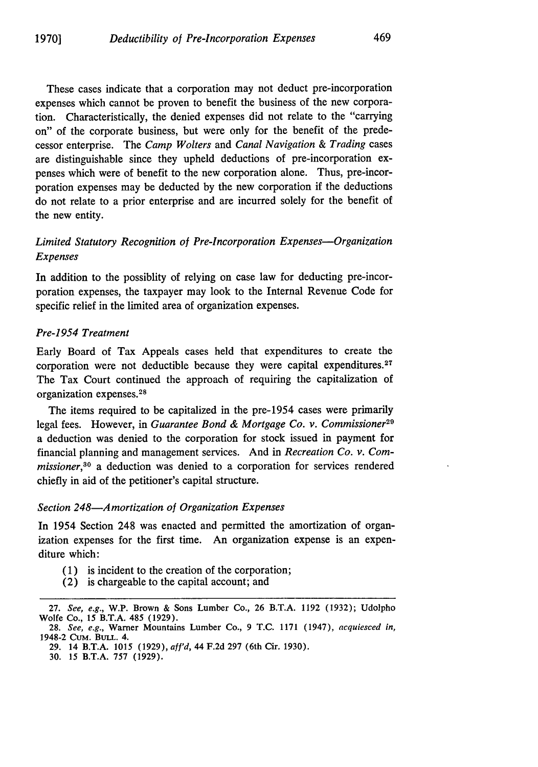These cases indicate that a corporation may not deduct pre-incorporation expenses which cannot be proven to benefit the business of the new corporation. Characteristically, the denied expenses did not relate to the "carrying on" of the corporate business, but were only for the benefit of the predecessor enterprise. The *Camp Wolters* and *Canal Navigation & Trading* cases are distinguishable since they upheld deductions of pre-incorporation expenses which were of benefit to the new corporation alone. Thus, pre-incorporation expenses may be deducted by the new corporation if the deductions do not relate to a prior enterprise and are incurred solely for the benefit of the new entity.

### *Limited Statutory Recognition of Pre-Incorporation Expenses—Organization Expenses*

In addition to the possiblity of relying on case law for deducting pre-incorporation expenses, the taxpayer may look to the Internal Revenue Code for specific relief in the limited area of organization expenses.

### *Pre-1954 Treatment*

Early Board of Tax Appeals cases held that expenditures to create the corporation were not deductible because they were capital expenditures.[27] The Tax Court continued the approach of requiring the capitalization of organization expenses.[28]

The items required to be capitalized in the pre-1954 cases were primarily legal fees. However, in *Guarantee Bond & Mortgage Co. v. Commissioner*[29] a deduction was denied to the corporation for stock issued in payment for financial planning and management services. And in *Recreation Co. v. Commissioner*,[30] a deduction was denied to a corporation for services rendered chiefly in aid of the petitioner's capital structure.

### *Section 248—Amortization of Organization Expenses*

In 1954 Section 248 was enacted and permitted the amortization of organization expenses for the first time. An organization expense is an expenditure which:

(1) is incident to the creation of the corporation;
(2) is chargeable to the capital account; and

---

27. *See, e.g.*, W.P. Brown & Sons Lumber Co., 26 B.T.A. 1192 (1932); Udolpho Wolfe Co., 15 B.T.A. 485 (1929).

28. *See, e.g.*, Warner Mountains Lumber Co., 9 T.C. 1171 (1947), *acquiesced in*, 1948-2 CUM. BULL. 4.

29. 14 B.T.A. 1015 (1929), *aff'd*, 44 F.2d 297 (6th Cir. 1930).

30. 15 B.T.A. 757 (1929).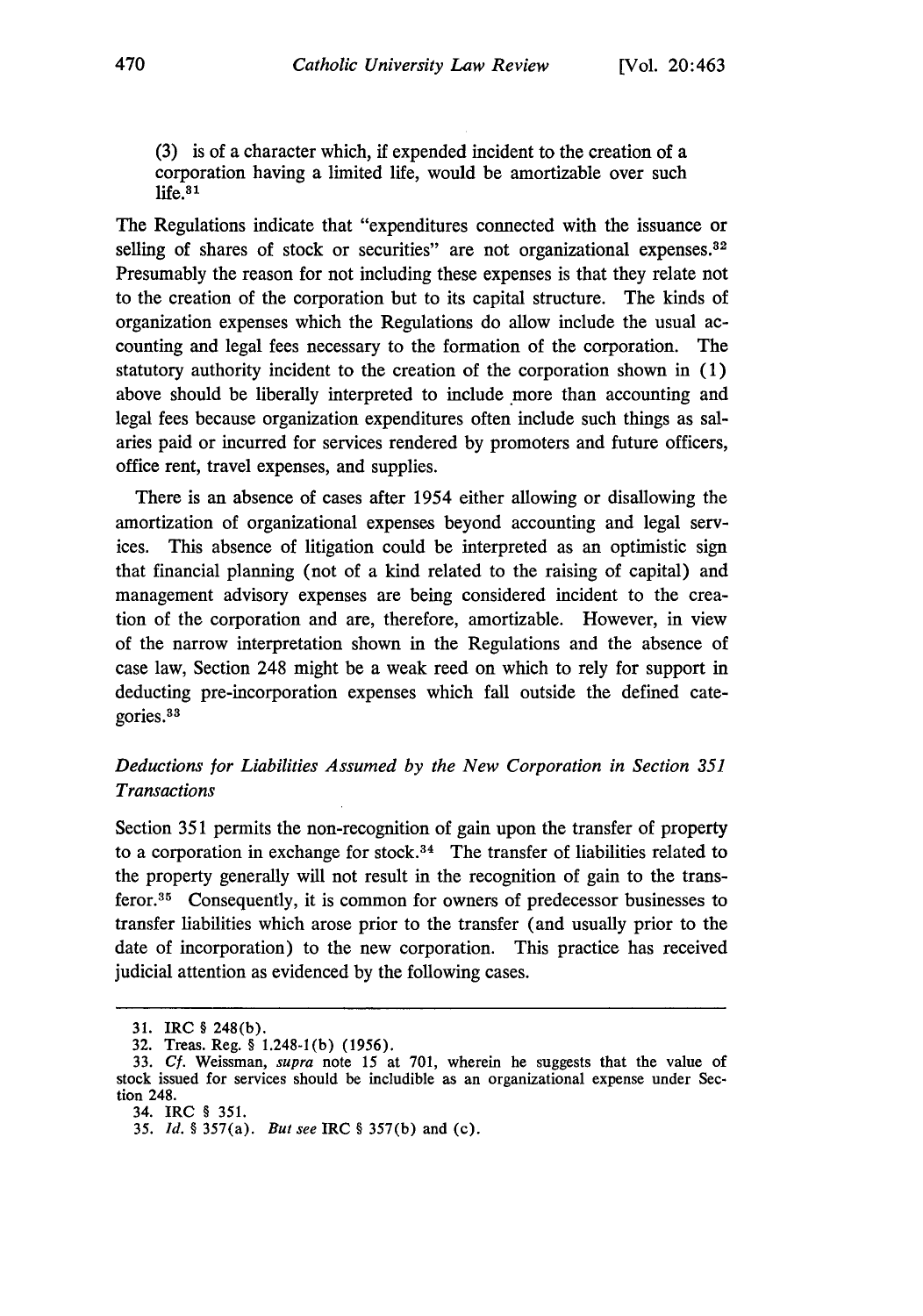(3) is of a character which, if expended incident to the creation of a corporation having a limited life, would be amortizable over such life.[31]

The Regulations indicate that "expenditures connected with the issuance or selling of shares of stock or securities" are not organizational expenses.[32] Presumably the reason for not including these expenses is that they relate not to the creation of the corporation but to its capital structure. The kinds of organization expenses which the Regulations do allow include the usual accounting and legal fees necessary to the formation of the corporation. The statutory authority incident to the creation of the corporation shown in (1) above should be liberally interpreted to include more than accounting and legal fees because organization expenditures often include such things as salaries paid or incurred for services rendered by promoters and future officers, office rent, travel expenses, and supplies.

There is an absence of cases after 1954 either allowing or disallowing the amortization of organizational expenses beyond accounting and legal services. This absence of litigation could be interpreted as an optimistic sign that financial planning (not of a kind related to the raising of capital) and management advisory expenses are being considered incident to the creation of the corporation and are, therefore, amortizable. However, in view of the narrow interpretation shown in the Regulations and the absence of case law, Section 248 might be a weak reed on which to rely for support in deducting pre-incorporation expenses which fall outside the defined categories.[33]

### *Deductions for Liabilities Assumed by the New Corporation in Section 351 Transactions*

Section 351 permits the non-recognition of gain upon the transfer of property to a corporation in exchange for stock.[34] The transfer of liabilities related to the property generally will not result in the recognition of gain to the transferor.[35] Consequently, it is common for owners of predecessor businesses to transfer liabilities which arose prior to the transfer (and usually prior to the date of incorporation) to the new corporation. This practice has received judicial attention as evidenced by the following cases.

---

31. IRC § 248(b).

32. Treas. Reg. § 1.248-1(b) (1956).

33. *Cf.* Weissman, *supra* note 15 at 701, wherein he suggests that the value of stock issued for services should be includible as an organizational expense under Section 248.

34. IRC § 351.

35. *Id.* § 357(a). *But see* IRC § 357(b) and (c).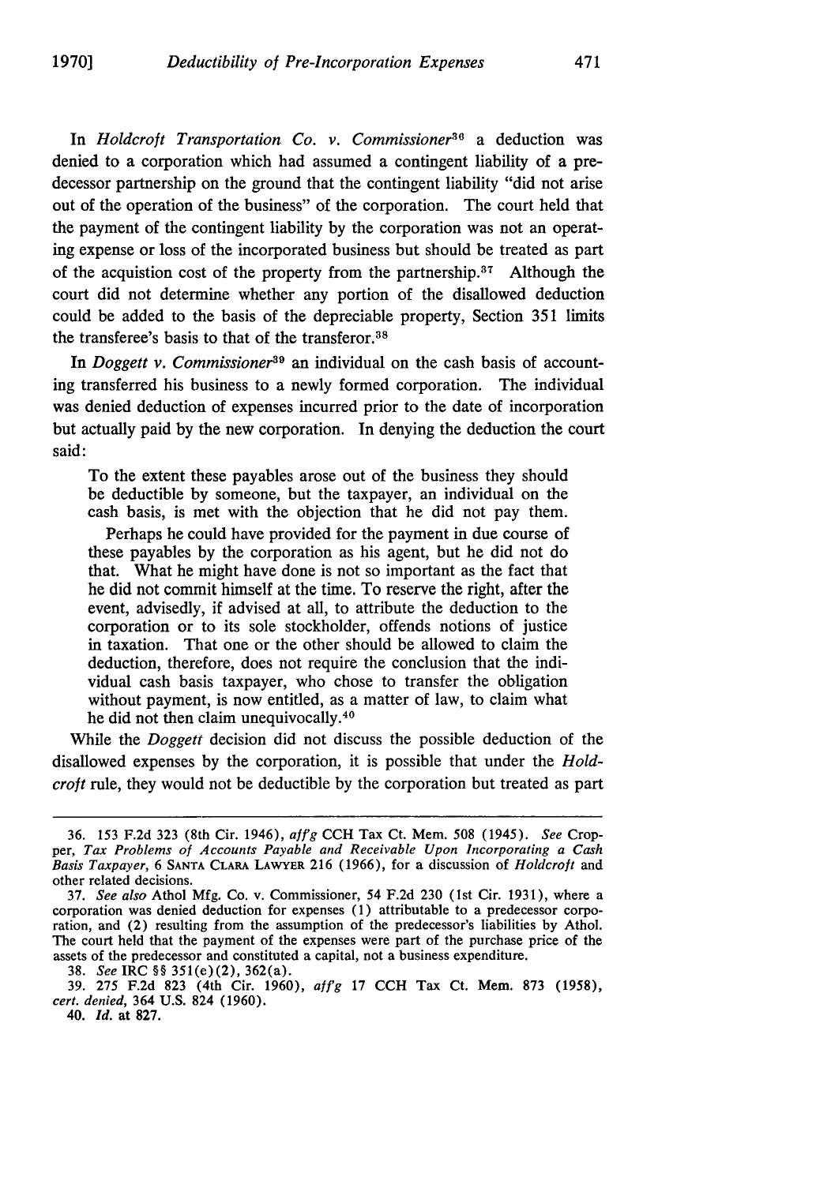In *Holdcroft Transportation Co. v. Commissioner*[36] a deduction was denied to a corporation which had assumed a contingent liability of a predecessor partnership on the ground that the contingent liability "did not arise out of the operation of the business" of the corporation. The court held that the payment of the contingent liability by the corporation was not an operating expense or loss of the incorporated business but should be treated as part of the acquistion cost of the property from the partnership.[37] Although the court did not determine whether any portion of the disallowed deduction could be added to the basis of the depreciable property, Section 351 limits the transferee's basis to that of the transferor.[38]

In *Doggett v. Commissioner*[39] an individual on the cash basis of accounting transferred his business to a newly formed corporation. The individual was denied deduction of expenses incurred prior to the date of incorporation but actually paid by the new corporation. In denying the deduction the court said:

> To the extent these payables arose out of the business they should be deductible by someone, but the taxpayer, an individual on the cash basis, is met with the objection that he did not pay them.
>
> Perhaps he could have provided for the payment in due course of these payables by the corporation as his agent, but he did not do that. What he might have done is not so important as the fact that he did not commit himself at the time. To reserve the right, after the event, advisedly, if advised at all, to attribute the deduction to the corporation or to its sole stockholder, offends notions of justice in taxation. That one or the other should be allowed to claim the deduction, therefore, does not require the conclusion that the individual cash basis taxpayer, who chose to transfer the obligation without payment, is now entitled, as a matter of law, to claim what he did not then claim unequivocally.[40]

While the *Doggett* decision did not discuss the possible deduction of the disallowed expenses by the corporation, it is possible that under the *Holdcroft* rule, they would not be deductible by the corporation but treated as part

---

36. 153 F.2d 323 (8th Cir. 1946), *aff'g* CCH Tax Ct. Mem. 508 (1945). *See* Cropper, *Tax Problems of Accounts Payable and Receivable Upon Incorporating a Cash Basis Taxpayer*, 6 SANTA CLARA LAWYER 216 (1966), for a discussion of *Holdcroft* and other related decisions.

37. *See also* Athol Mfg. Co. v. Commissioner, 54 F.2d 230 (1st Cir. 1931), where a corporation was denied deduction for expenses (1) attributable to a predecessor corporation, and (2) resulting from the assumption of the predecessor's liabilities by Athol. The court held that the payment of the expenses were part of the purchase price of the assets of the predecessor and constituted a capital, not a business expenditure.

38. *See* IRC §§ 351(e)(2), 362(a).

39. 275 F.2d 823 (4th Cir. 1960), *aff'g* 17 CCH Tax Ct. Mem. 873 (1958), *cert. denied*, 364 U.S. 824 (1960).

40. *Id.* at 827.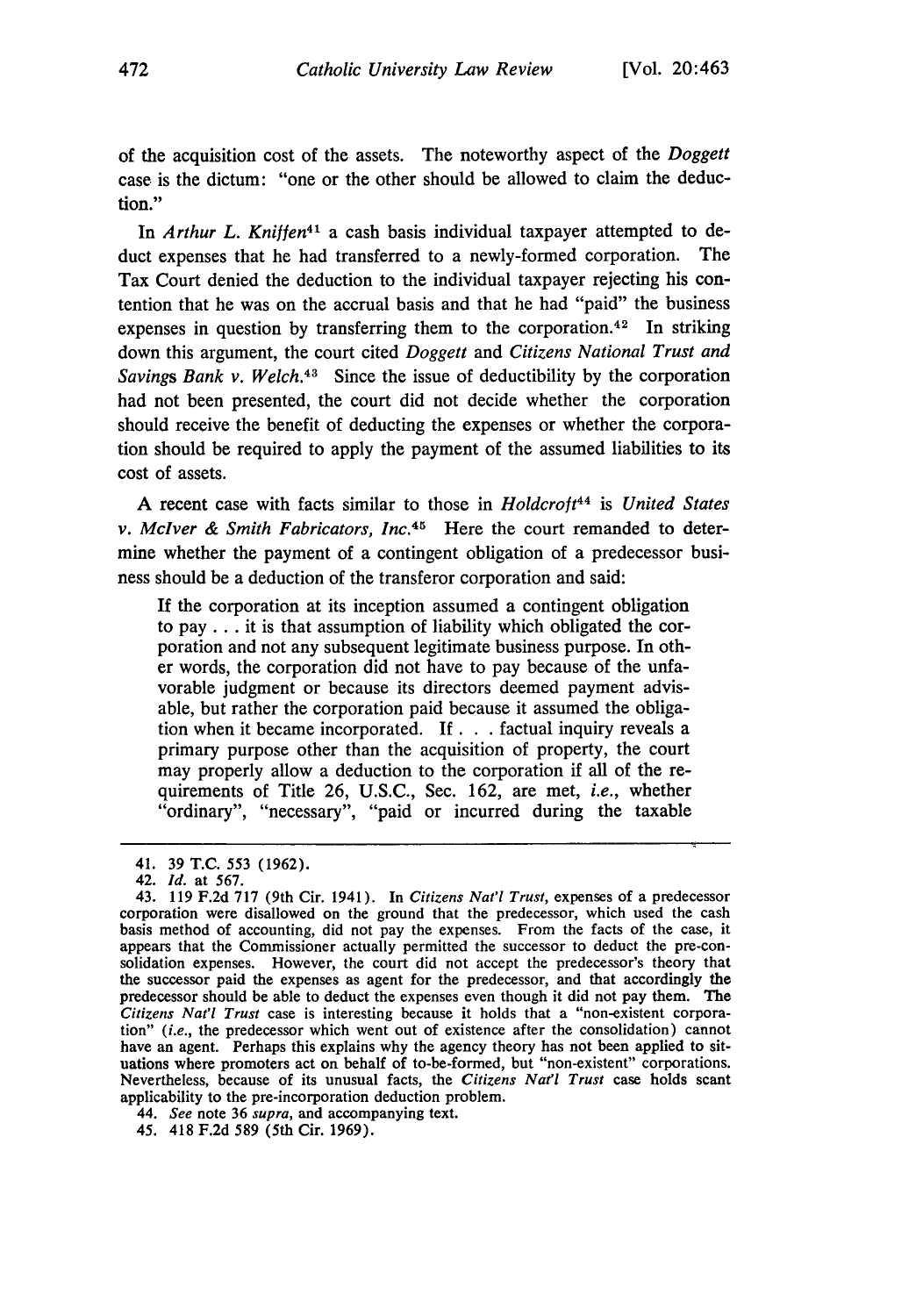of the acquisition cost of the assets. The noteworthy aspect of the *Doggett* case is the dictum: "one or the other should be allowed to claim the deduction."

In *Arthur L. Kniffen*[41] a cash basis individual taxpayer attempted to deduct expenses that he had transferred to a newly-formed corporation. The Tax Court denied the deduction to the individual taxpayer rejecting his contention that he was on the accrual basis and that he had "paid" the business expenses in question by transferring them to the corporation.[42] In striking down this argument, the court cited *Doggett* and *Citizens National Trust and Savings Bank v. Welch*.[43] Since the issue of deductibility by the corporation had not been presented, the court did not decide whether the corporation should receive the benefit of deducting the expenses or whether the corporation should be required to apply the payment of the assumed liabilities to its cost of assets.

A recent case with facts similar to those in *Holdcroft*[44] is *United States v. McIver & Smith Fabricators, Inc.*[45] Here the court remanded to determine whether the payment of a contingent obligation of a predecessor business should be a deduction of the transferor corporation and said:

> If the corporation at its inception assumed a contingent obligation to pay . . . it is that assumption of liability which obligated the corporation and not any subsequent legitimate business purpose. In other words, the corporation did not have to pay because of the unfavorable judgment or because its directors deemed payment advisable, but rather the corporation paid because it assumed the obligation when it became incorporated. If . . . factual inquiry reveals a primary purpose other than the acquisition of property, the court may properly allow a deduction to the corporation if all of the requirements of Title 26, U.S.C., Sec. 162, are met, *i.e.*, whether "ordinary", "necessary", "paid or incurred during the taxable

---

41. 39 T.C. 553 (1962).

42. *Id.* at 567.

43. 119 F.2d 717 (9th Cir. 1941). In *Citizens Nat'l Trust*, expenses of a predecessor corporation were disallowed on the ground that the predecessor, which used the cash basis method of accounting, did not pay the expenses. From the facts of the case, it appears that the Commissioner actually permitted the successor to deduct the pre-consolidation expenses. However, the court did not accept the predecessor's theory that the successor paid the expenses as agent for the predecessor, and that accordingly the predecessor should be able to deduct the expenses even though it did not pay them. The *Citizens Nat'l Trust* case is interesting because it holds that a "non-existent corporation" (*i.e.*, the predecessor which went out of existence after the consolidation) cannot have an agent. Perhaps this explains why the agency theory has not been applied to situations where promoters act on behalf of to-be-formed, but "non-existent" corporations. Nevertheless, because of its unusual facts, the *Citizens Nat'l Trust* case holds scant applicability to the pre-incorporation deduction problem.

44. *See* note 36 *supra*, and accompanying text.

45. 418 F.2d 589 (5th Cir. 1969).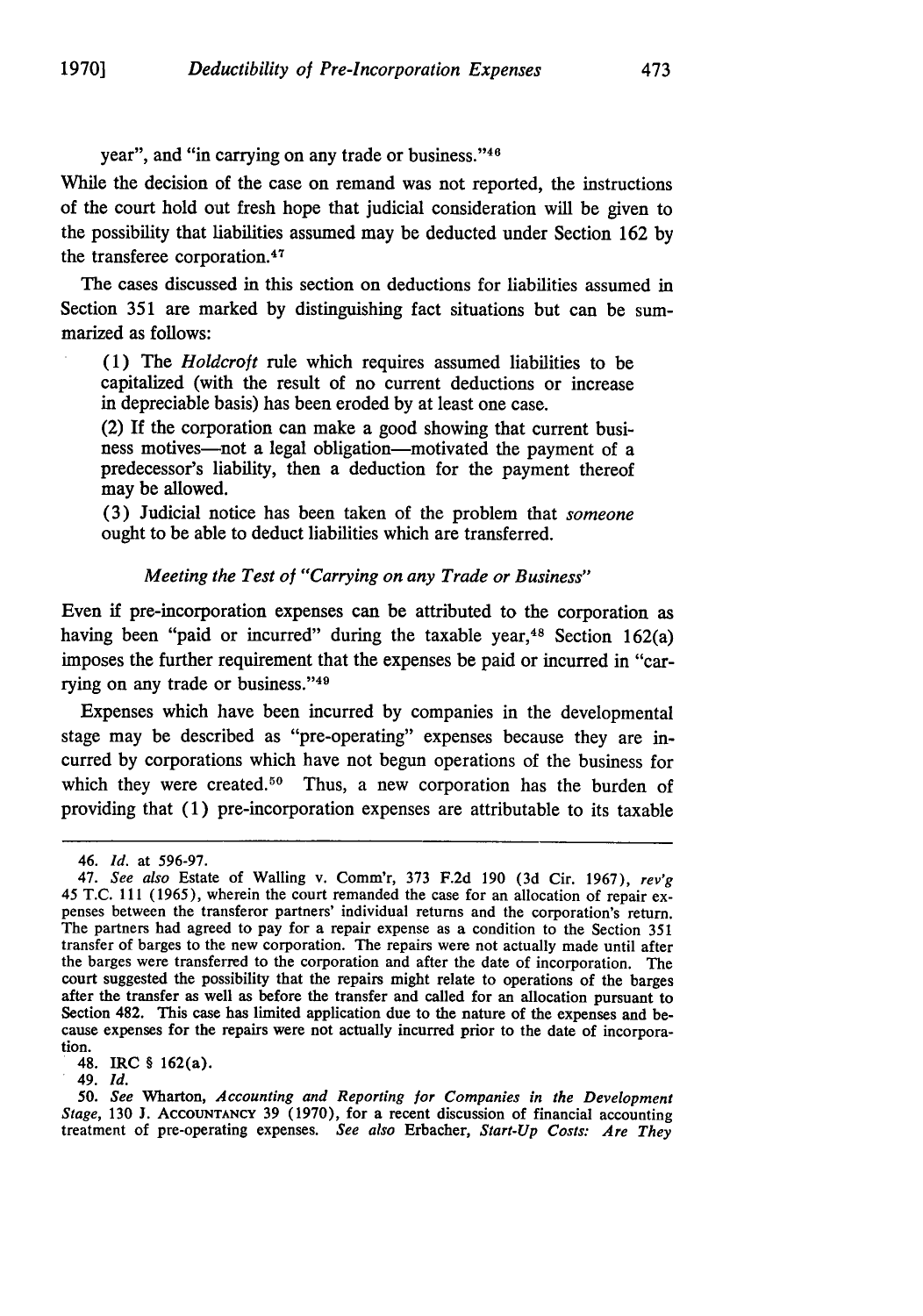year", and "in carrying on any trade or business."[46]

While the decision of the case on remand was not reported, the instructions of the court hold out fresh hope that judicial consideration will be given to the possibility that liabilities assumed may be deducted under Section 162 by the transferee corporation.[47]

The cases discussed in this section on deductions for liabilities assumed in Section 351 are marked by distinguishing fact situations but can be summarized as follows:

(1) The *Holdcroft* rule which requires assumed liabilities to be capitalized (with the result of no current deductions or increase in depreciable basis) has been eroded by at least one case.

(2) If the corporation can make a good showing that current business motives—not a legal obligation—motivated the payment of a predecessor's liability, then a deduction for the payment thereof may be allowed.

(3) Judicial notice has been taken of the problem that *someone* ought to be able to deduct liabilities which are transferred.

### *Meeting the Test of "Carrying on any Trade or Business"*

Even if pre-incorporation expenses can be attributed to the corporation as having been "paid or incurred" during the taxable year,[48] Section 162(a) imposes the further requirement that the expenses be paid or incurred in "carrying on any trade or business."[49]

Expenses which have been incurred by companies in the developmental stage may be described as "pre-operating" expenses because they are incurred by corporations which have not begun operations of the business for which they were created.[50] Thus, a new corporation has the burden of providing that (1) pre-incorporation expenses are attributable to its taxable

---

46. *Id.* at 596-97.

47. *See also* Estate of Walling v. Comm'r, 373 F.2d 190 (3d Cir. 1967), *rev'g* 45 T.C. 111 (1965), wherein the court remanded the case for an allocation of repair expenses between the transferor partners' individual returns and the corporation's return. The partners had agreed to pay for a repair expense as a condition to the Section 351 transfer of barges to the new corporation. The repairs were not actually made until after the barges were transferred to the corporation and after the date of incorporation. The court suggested the possibility that the repairs might relate to operations of the barges after the transfer as well as before the transfer and called for an allocation pursuant to Section 482. This case has limited application due to the nature of the expenses and because expenses for the repairs were not actually incurred prior to the date of incorporation.

48. IRC § 162(a).

49. *Id.*

50. *See* Wharton, *Accounting and Reporting for Companies in the Development Stage*, 130 J. ACCOUNTANCY 39 (1970), for a recent discussion of financial accounting treatment of pre-operating expenses. *See also* Erbacher, *Start-Up Costs: Are They*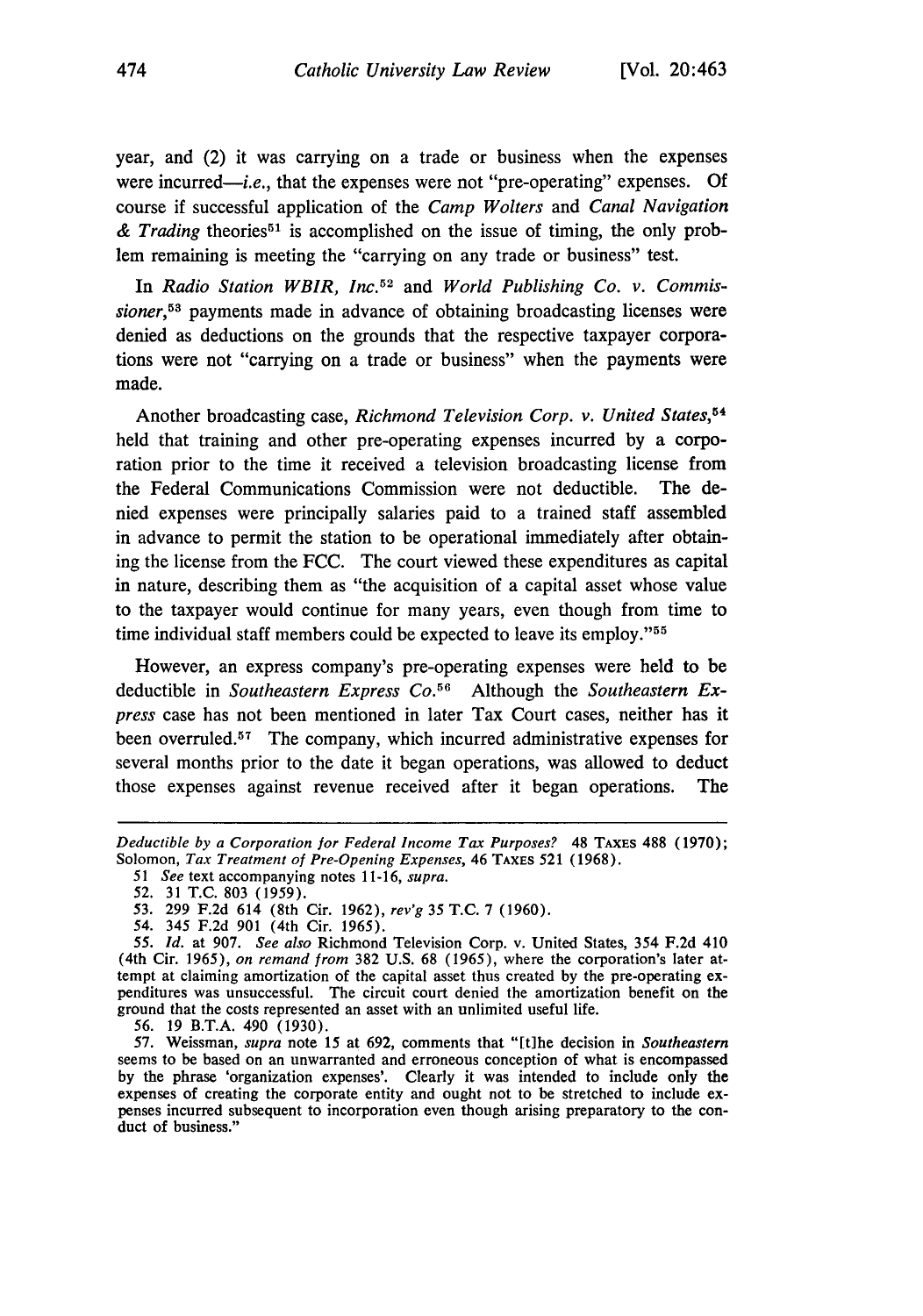year, and (2) it was carrying on a trade or business when the expenses were incurred—*i.e.*, that the expenses were not "pre-operating" expenses. Of course if successful application of the *Camp Wolters* and *Canal Navigation & Trading* theories[51] is accomplished on the issue of timing, the only problem remaining is meeting the "carrying on any trade or business" test.

In *Radio Station WBIR, Inc.*[52] and *World Publishing Co. v. Commissioner*,[53] payments made in advance of obtaining broadcasting licenses were denied as deductions on the grounds that the respective taxpayer corporations were not "carrying on a trade or business" when the payments were made.

Another broadcasting case, *Richmond Television Corp. v. United States*,[54] held that training and other pre-operating expenses incurred by a corporation prior to the time it received a television broadcasting license from the Federal Communications Commission were not deductible. The denied expenses were principally salaries paid to a trained staff assembled in advance to permit the station to be operational immediately after obtaining the license from the FCC. The court viewed these expenditures as capital in nature, describing them as "the acquisition of a capital asset whose value to the taxpayer would continue for many years, even though from time to time individual staff members could be expected to leave its employ."[55]

However, an express company's pre-operating expenses were held to be deductible in *Southeastern Express Co.*[56] Although the *Southeastern Express* case has not been mentioned in later Tax Court cases, neither has it been overruled.[57] The company, which incurred administrative expenses for several months prior to the date it began operations, was allowed to deduct those expenses against revenue received after it began operations. The

---

*Deductible by a Corporation for Federal Income Tax Purposes?* 48 TAXES 488 (1970); Solomon, *Tax Treatment of Pre-Opening Expenses*, 46 TAXES 521 (1968).

51 *See* text accompanying notes 11-16, *supra.*

52. 31 T.C. 803 (1959).

53. 299 F.2d 614 (8th Cir. 1962), *rev'g* 35 T.C. 7 (1960).

54. 345 F.2d 901 (4th Cir. 1965).

55. *Id.* at 907. *See also* Richmond Television Corp. v. United States, 354 F.2d 410 (4th Cir. 1965), *on remand from* 382 U.S. 68 (1965), where the corporation's later attempt at claiming amortization of the capital asset thus created by the pre-operating expenditures was unsuccessful. The circuit court denied the amortization benefit on the ground that the costs represented an asset with an unlimited useful life.

56. 19 B.T.A. 490 (1930).

57. Weissman, *supra* note 15 at 692, comments that "[t]he decision in *Southeastern* seems to be based on an unwarranted and erroneous conception of what is encompassed by the phrase 'organization expenses'. Clearly it was intended to include only the expenses of creating the corporate entity and ought not to be stretched to include expenses incurred subsequent to incorporation even though arising preparatory to the conduct of business."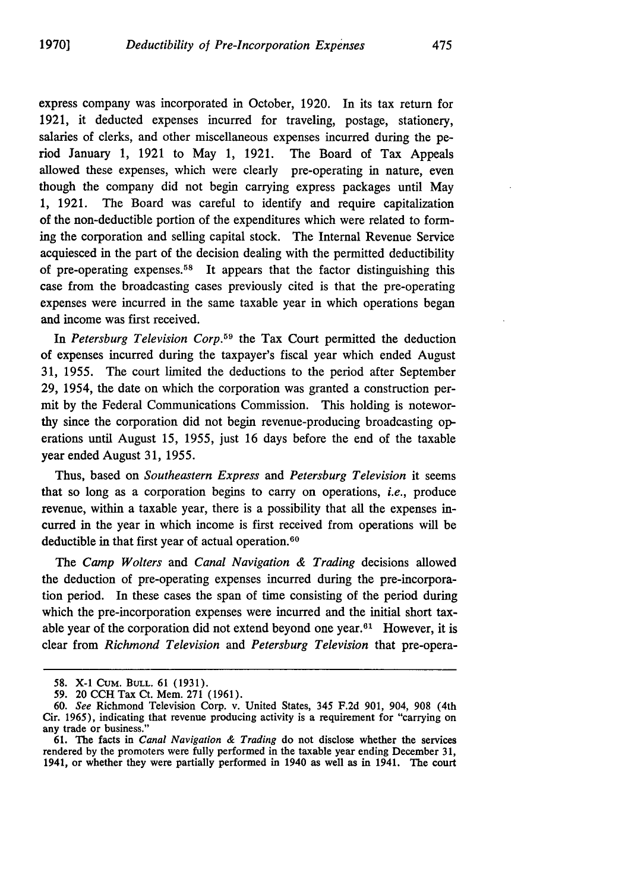express company was incorporated in October, 1920. In its tax return for 1921, it deducted expenses incurred for traveling, postage, stationery, salaries of clerks, and other miscellaneous expenses incurred during the period January 1, 1921 to May 1, 1921. The Board of Tax Appeals allowed these expenses, which were clearly pre-operating in nature, even though the company did not begin carrying express packages until May 1, 1921. The Board was careful to identify and require capitalization of the non-deductible portion of the expenditures which were related to forming the corporation and selling capital stock. The Internal Revenue Service acquiesced in the part of the decision dealing with the permitted deductibility of pre-operating expenses.[58] It appears that the factor distinguishing this case from the broadcasting cases previously cited is that the pre-operating expenses were incurred in the same taxable year in which operations began and income was first received.

In *Petersburg Television Corp.*[59] the Tax Court permitted the deduction of expenses incurred during the taxpayer's fiscal year which ended August 31, 1955. The court limited the deductions to the period after September 29, 1954, the date on which the corporation was granted a construction permit by the Federal Communications Commission. This holding is noteworthy since the corporation did not begin revenue-producing broadcasting operations until August 15, 1955, just 16 days before the end of the taxable year ended August 31, 1955.

Thus, based on *Southeastern Express* and *Petersburg Television* it seems that so long as a corporation begins to carry on operations, *i.e.*, produce revenue, within a taxable year, there is a possibility that all the expenses incurred in the year in which income is first received from operations will be deductible in that first year of actual operation.[60]

The *Camp Wolters* and *Canal Navigation & Trading* decisions allowed the deduction of pre-operating expenses incurred during the pre-incorporation period. In these cases the span of time consisting of the period during which the pre-incorporation expenses were incurred and the initial short taxable year of the corporation did not extend beyond one year.[61] However, it is clear from *Richmond Television* and *Petersburg Television* that pre-opera-

---

58. X-1 CUM. BULL. 61 (1931).

59. 20 CCH Tax Ct. Mem. 271 (1961).

60. *See* Richmond Television Corp. v. United States, 345 F.2d 901, 904, 908 (4th Cir. 1965), indicating that revenue producing activity is a requirement for "carrying on any trade or business."

61. The facts in *Canal Navigation & Trading* do not disclose whether the services rendered by the promoters were fully performed in the taxable year ending December 31, 1941, or whether they were partially performed in 1940 as well as in 1941. The court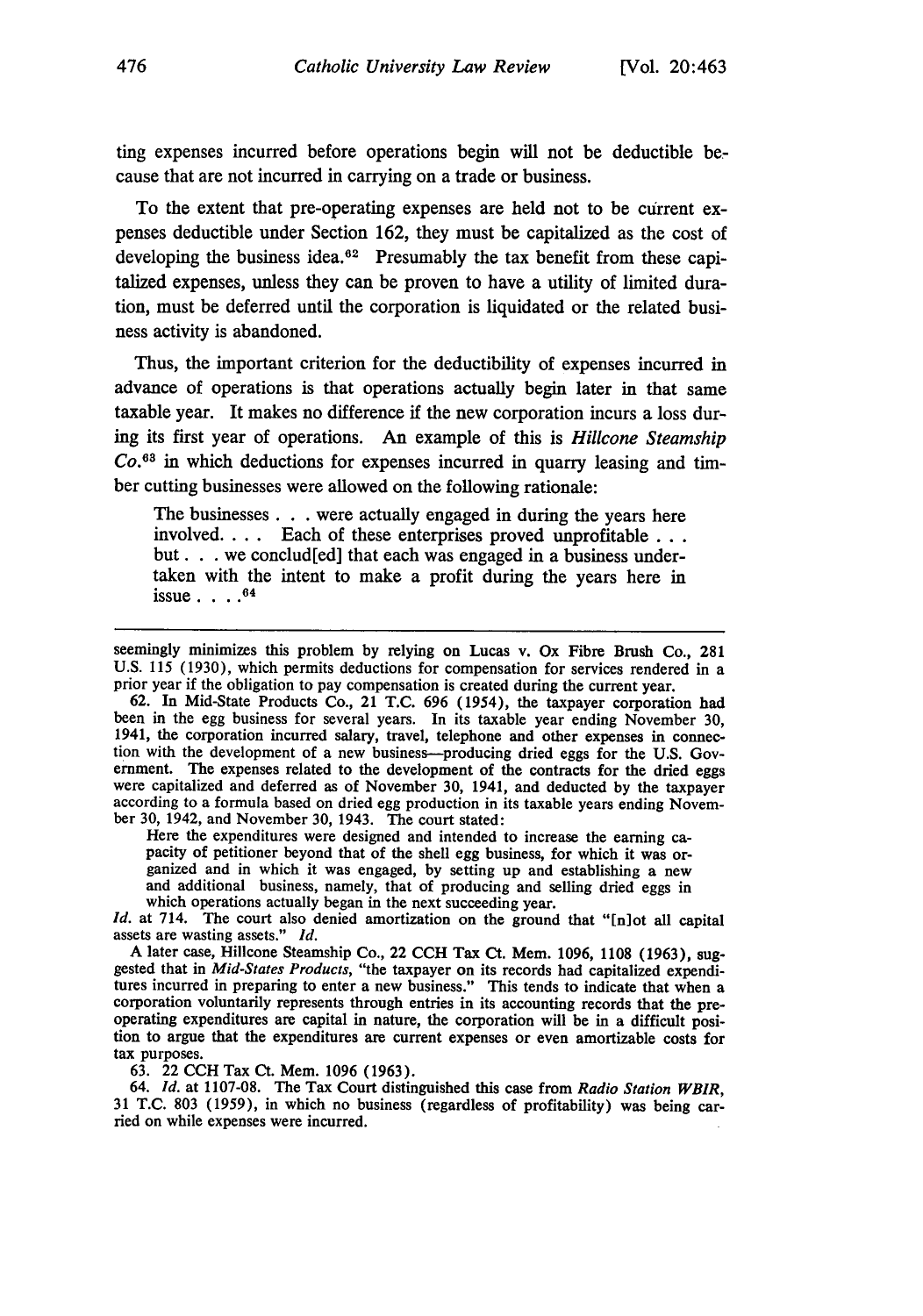ting expenses incurred before operations begin will not be deductible because that are not incurred in carrying on a trade or business.

To the extent that pre-operating expenses are held not to be current expenses deductible under Section 162, they must be capitalized as the cost of developing the business idea.[62] Presumably the tax benefit from these capitalized expenses, unless they can be proven to have a utility of limited duration, must be deferred until the corporation is liquidated or the related business activity is abandoned.

Thus, the important criterion for the deductibility of expenses incurred in advance of operations is that operations actually begin later in that same taxable year. It makes no difference if the new corporation incurs a loss during its first year of operations. An example of this is *Hillcone Steamship Co.*[63] in which deductions for expenses incurred in quarry leasing and timber cutting businesses were allowed on the following rationale:

> The businesses . . . were actually engaged in during the years here involved. . . . Each of these enterprises proved unprofitable . . . but . . . we conclud[ed] that each was engaged in a business undertaken with the intent to make a profit during the years here in issue . . . .[64]

---

seemingly minimizes this problem by relying on Lucas v. Ox Fibre Brush Co., 281 U.S. 115 (1930), which permits deductions for compensation for services rendered in a prior year if the obligation to pay compensation is created during the current year.

62. In Mid-State Products Co., 21 T.C. 696 (1954), the taxpayer corporation had been in the egg business for several years. In its taxable year ending November 30, 1941, the corporation incurred salary, travel, telephone and other expenses in connection with the development of a new business—producing dried eggs for the U.S. Government. The expenses related to the development of the contracts for the dried eggs were capitalized and deferred as of November 30, 1941, and deducted by the taxpayer according to a formula based on dried egg production in its taxable years ending November 30, 1942, and November 30, 1943. The court stated:

> Here the expenditures were designed and intended to increase the earning capacity of petitioner beyond that of the shell egg business, for which it was organized and in which it was engaged, by setting up and establishing a new and additional business, namely, that of producing and selling dried eggs in which operations actually began in the next succeeding year.

*Id.* at 714. The court also denied amortization on the ground that "[n]ot all capital assets are wasting assets." *Id.*

A later case, Hillcone Steamship Co., 22 CCH Tax Ct. Mem. 1096, 1108 (1963), suggested that in *Mid-States Products*, "the taxpayer on its records had capitalized expenditures incurred in preparing to enter a new business." This tends to indicate that when a corporation voluntarily represents through entries in its accounting records that the pre-operating expenditures are capital in nature, the corporation will be in a difficult position to argue that the expenditures are current expenses or even amortizable costs for tax purposes.

63. 22 CCH Tax Ct. Mem. 1096 (1963).

64. *Id.* at 1107-08. The Tax Court distinguished this case from *Radio Station WBIR*, 31 T.C. 803 (1959), in which no business (regardless of profitability) was being carried on while expenses were incurred.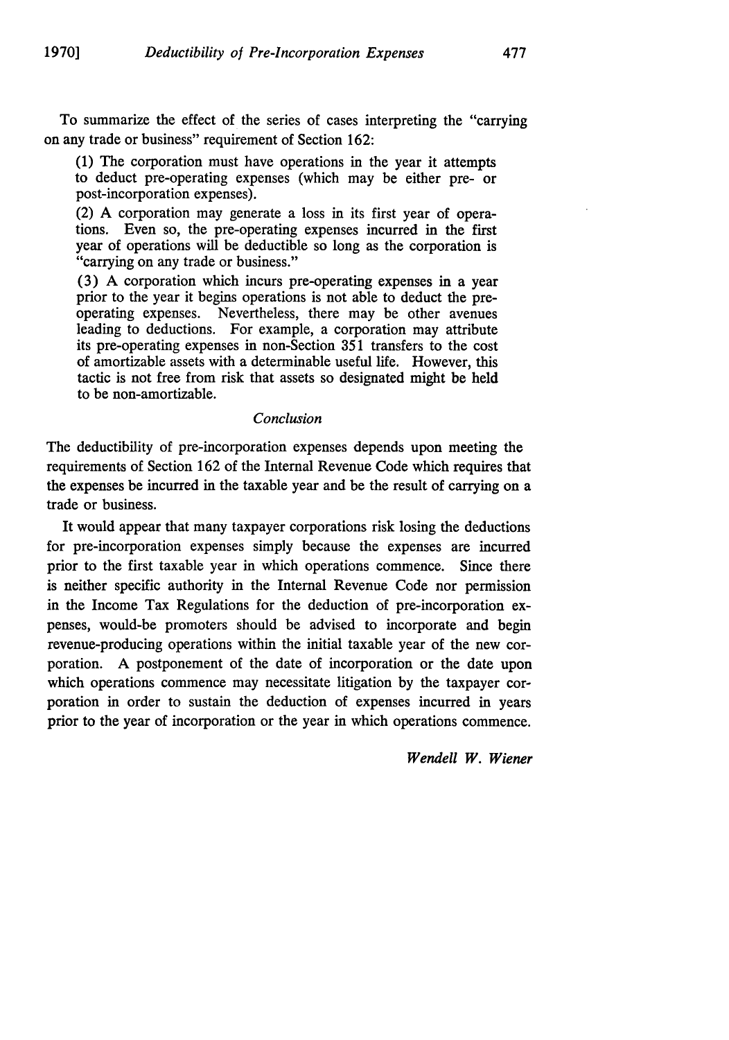To summarize the effect of the series of cases interpreting the "carrying on any trade or business" requirement of Section 162:

> (1) The corporation must have operations in the year it attempts to deduct pre-operating expenses (which may be either pre- or post-incorporation expenses).
>
> (2) A corporation may generate a loss in its first year of operations. Even so, the pre-operating expenses incurred in the first year of operations will be deductible so long as the corporation is "carrying on any trade or business."
>
> (3) A corporation which incurs pre-operating expenses in a year prior to the year it begins operations is not able to deduct the pre-operating expenses. Nevertheless, there may be other avenues leading to deductions. For example, a corporation may attribute its pre-operating expenses in non-Section 351 transfers to the cost of amortizable assets with a determinable useful life. However, this tactic is not free from risk that assets so designated might be held to be non-amortizable.

### *Conclusion*

The deductibility of pre-incorporation expenses depends upon meeting the requirements of Section 162 of the Internal Revenue Code which requires that the expenses be incurred in the taxable year and be the result of carrying on a trade or business.

It would appear that many taxpayer corporations risk losing the deductions for pre-incorporation expenses simply because the expenses are incurred prior to the first taxable year in which operations commence. Since there is neither specific authority in the Internal Revenue Code nor permission in the Income Tax Regulations for the deduction of pre-incorporation expenses, would-be promoters should be advised to incorporate and begin revenue-producing operations within the initial taxable year of the new corporation. A postponement of the date of incorporation or the date upon which operations commence may necessitate litigation by the taxpayer corporation in order to sustain the deduction of expenses incurred in years prior to the year of incorporation or the year in which operations commence.

*Wendell W. Wiener*